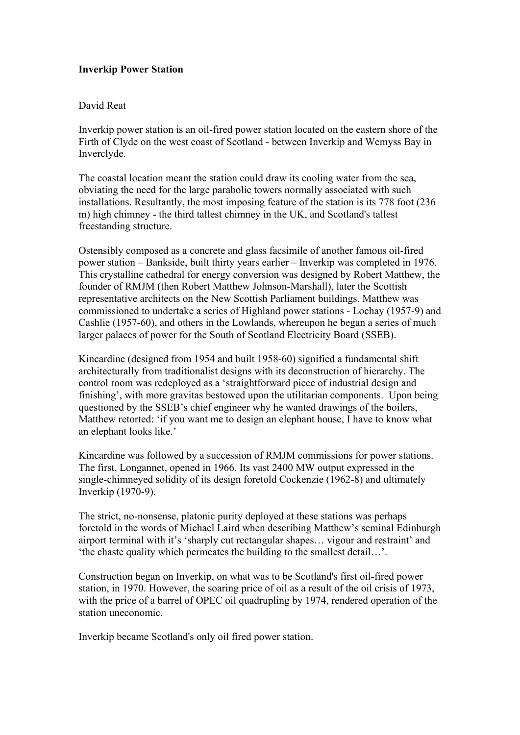**Inverkip Power Station**

David Reat

Inverkip power station is an oil-fired power station located on the eastern shore of the Firth of Clyde on the west coast of Scotland - between Inverkip and Wemyss Bay in Inverclyde.

The coastal location meant the station could draw its cooling water from the sea, obviating the need for the large parabolic towers normally associated with such installations. Resultantly, the most imposing feature of the station is its 778 foot (236 m) high chimney - the third tallest chimney in the UK, and Scotland's tallest freestanding structure.

Ostensibly composed as a concrete and glass facsimile of another famous oil-fired power station – Bankside, built thirty years earlier – Inverkip was completed in 1976. This crystalline cathedral for energy conversion was designed by Robert Matthew, the founder of RMJM (then Robert Matthew Johnson-Marshall), later the Scottish representative architects on the New Scottish Parliament buildings. Matthew was commissioned to undertake a series of Highland power stations - Lochay (1957-9) and Cashlie (1957-60), and others in the Lowlands, whereupon he began a series of much larger palaces of power for the South of Scotland Electricity Board (SSEB).

Kincardine (designed from 1954 and built 1958-60) signified a fundamental shift architecturally from traditionalist designs with its deconstruction of hierarchy. The control room was redeployed as a 'straightforward piece of industrial design and finishing', with more gravitas bestowed upon the utilitarian components. Upon being questioned by the SSEB's chief engineer why he wanted drawings of the boilers, Matthew retorted: 'if you want me to design an elephant house, I have to know what an elephant looks like.'

Kincardine was followed by a succession of RMJM commissions for power stations. The first, Longannet, opened in 1966. Its vast 2400 MW output expressed in the single-chimneyed solidity of its design foretold Cockenzie (1962-8) and ultimately Inverkip (1970-9).

The strict, no-nonsense, platonic purity deployed at these stations was perhaps foretold in the words of Michael Laird when describing Matthew's seminal Edinburgh airport terminal with it's 'sharply cut rectangular shapes… vigour and restraint' and 'the chaste quality which permeates the building to the smallest detail…'.

Construction began on Inverkip, on what was to be Scotland's first oil-fired power station, in 1970. However, the soaring price of oil as a result of the oil crisis of 1973, with the price of a barrel of OPEC oil quadrupling by 1974, rendered operation of the station uneconomic.

Inverkip became Scotland's only oil fired power station.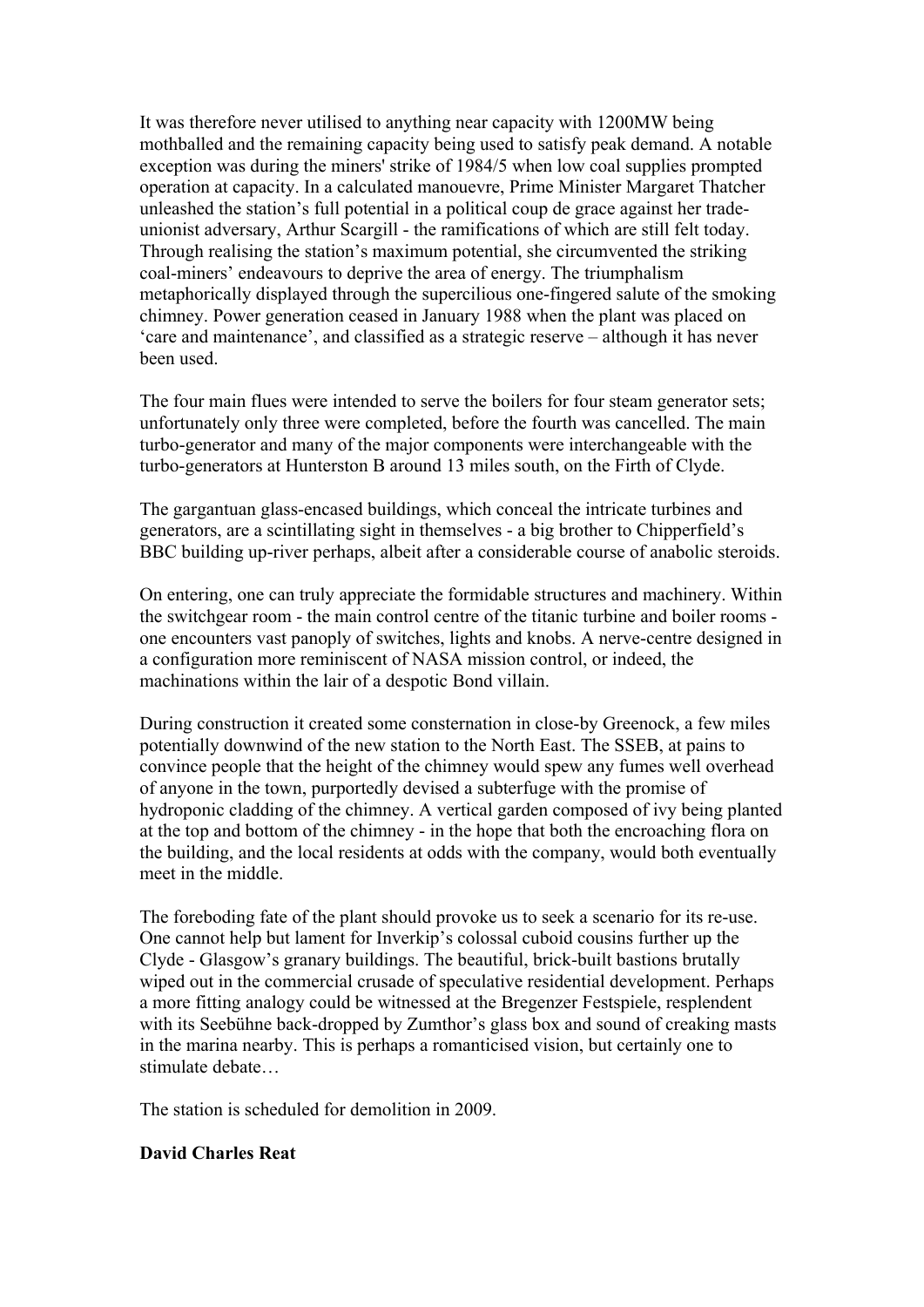It was therefore never utilised to anything near capacity with 1200MW being mothballed and the remaining capacity being used to satisfy peak demand. A notable exception was during the miners' strike of 1984/5 when low coal supplies prompted operation at capacity. In a calculated manouevre, Prime Minister Margaret Thatcher unleashed the station's full potential in a political coup de grace against her trade-unionist adversary, Arthur Scargill - the ramifications of which are still felt today. Through realising the station's maximum potential, she circumvented the striking coal-miners' endeavours to deprive the area of energy. The triumphalism metaphorically displayed through the supercilious one-fingered salute of the smoking chimney. Power generation ceased in January 1988 when the plant was placed on 'care and maintenance', and classified as a strategic reserve – although it has never been used.

The four main flues were intended to serve the boilers for four steam generator sets; unfortunately only three were completed, before the fourth was cancelled. The main turbo-generator and many of the major components were interchangeable with the turbo-generators at Hunterston B around 13 miles south, on the Firth of Clyde.

The gargantuan glass-encased buildings, which conceal the intricate turbines and generators, are a scintillating sight in themselves - a big brother to Chipperfield's BBC building up-river perhaps, albeit after a considerable course of anabolic steroids.

On entering, one can truly appreciate the formidable structures and machinery. Within the switchgear room - the main control centre of the titanic turbine and boiler rooms - one encounters vast panoply of switches, lights and knobs. A nerve-centre designed in a configuration more reminiscent of NASA mission control, or indeed, the machinations within the lair of a despotic Bond villain.

During construction it created some consternation in close-by Greenock, a few miles potentially downwind of the new station to the North East. The SSEB, at pains to convince people that the height of the chimney would spew any fumes well overhead of anyone in the town, purportedly devised a subterfuge with the promise of hydroponic cladding of the chimney. A vertical garden composed of ivy being planted at the top and bottom of the chimney - in the hope that both the encroaching flora on the building, and the local residents at odds with the company, would both eventually meet in the middle.

The foreboding fate of the plant should provoke us to seek a scenario for its re-use. One cannot help but lament for Inverkip's colossal cuboid cousins further up the Clyde - Glasgow's granary buildings. The beautiful, brick-built bastions brutally wiped out in the commercial crusade of speculative residential development. Perhaps a more fitting analogy could be witnessed at the Bregenzer Festspiele, resplendent with its Seebühne back-dropped by Zumthor's glass box and sound of creaking masts in the marina nearby. This is perhaps a romanticised vision, but certainly one to stimulate debate…

The station is scheduled for demolition in 2009.

**David Charles Reat**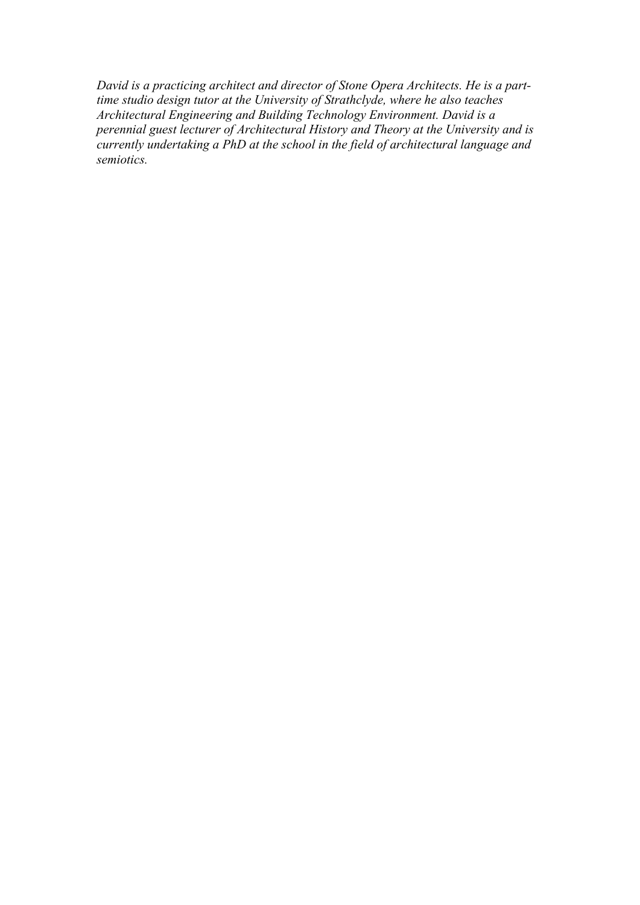*David is a practicing architect and director of Stone Opera Architects. He is a part-time studio design tutor at the University of Strathclyde, where he also teaches Architectural Engineering and Building Technology Environment. David is a perennial guest lecturer of Architectural History and Theory at the University and is currently undertaking a PhD at the school in the field of architectural language and semiotics.*